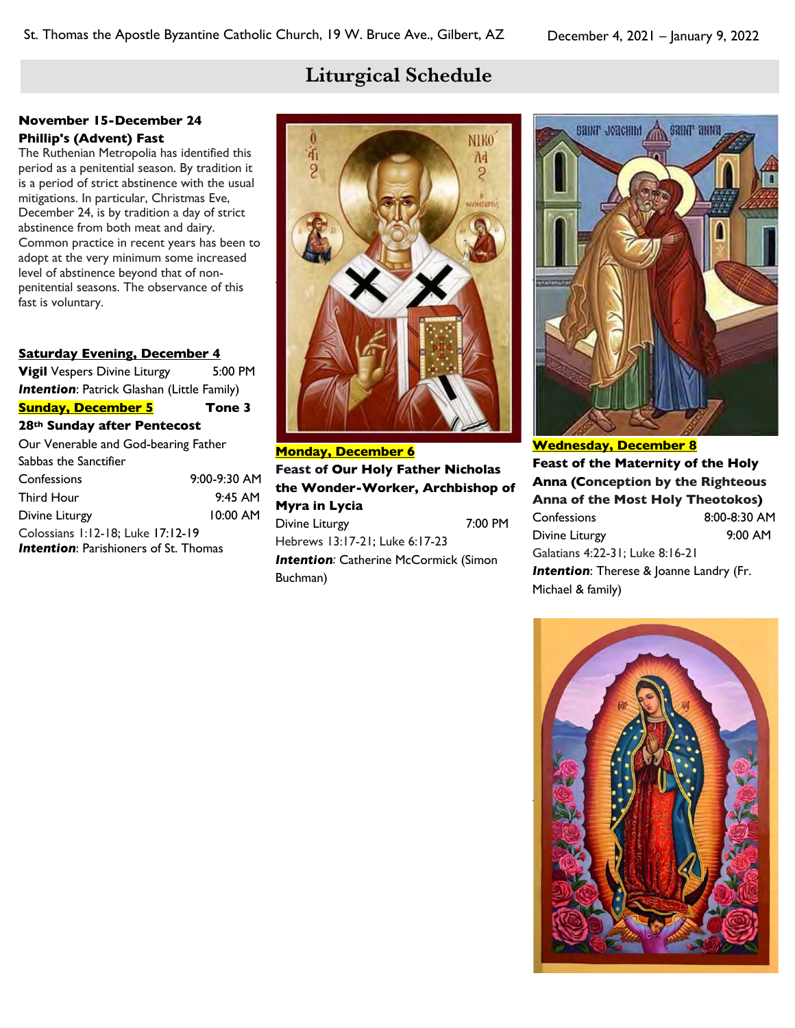# Liturgical Schedule

**November 15-December 24**
**Phillip's (Advent) Fast**

The Ruthenian Metropolia has identified this period as a penitential season. By tradition it is a period of strict abstinence with the usual mitigations. In particular, Christmas Eve, December 24, is by tradition a day of strict abstinence from both meat and dairy. Common practice in recent years has been to adopt at the very minimum some increased level of abstinence beyond that of non-penitential seasons. The observance of this fast is voluntary.

**Saturday Evening, December 4**

**Vigil** Vespers Divine Liturgy — 5:00 PM

***Intention***: Patrick Glashan (Little Family)

**Sunday, December 5** — **Tone 3**

**28th Sunday after Pentecost**

Our Venerable and God-bearing Father Sabbas the Sanctifier

| | |
|---|---|
| Confessions | 9:00-9:30 AM |
| Third Hour | 9:45 AM |
| Divine Liturgy | 10:00 AM |

Colossians 1:12-18; Luke 17:12-19

***Intention***: Parishioners of St. Thomas

**Monday, December 6**

**Feast of Our Holy Father Nicholas the Wonder-Worker, Archbishop of Myra in Lycia**

Divine Liturgy — 7:00 PM

Hebrews 13:17-21; Luke 6:17-23

***Intention***: Catherine McCormick (Simon Buchman)

**Wednesday, December 8**

**Feast of the Maternity of the Holy Anna (Conception by the Righteous Anna of the Most Holy Theotokos)**

| | |
|---|---|
| Confessions | 8:00-8:30 AM |
| Divine Liturgy | 9:00 AM |

Galatians 4:22-31; Luke 8:16-21

***Intention***: Therese & Joanne Landry (Fr. Michael & family)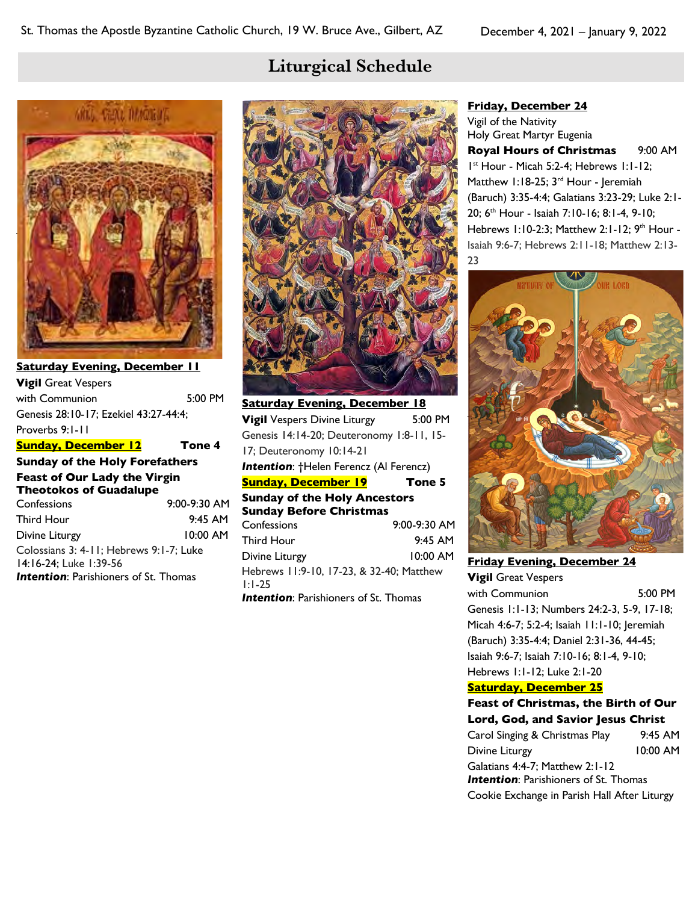# Liturgical Schedule

**Saturday Evening, December 11**

**Vigil** Great Vespers with Communion — 5:00 PM

Genesis 28:10-17; Ezekiel 43:27-44:4; Proverbs 9:1-11

**Sunday, December 12** — **Tone 4**

**Sunday of the Holy Forefathers**

**Feast of Our Lady the Virgin Theotokos of Guadalupe**

Confessions — 9:00-9:30 AM

Third Hour — 9:45 AM

Divine Liturgy — 10:00 AM

Colossians 3: 4-11; Hebrews 9:1-7; Luke 14:16-24; Luke 1:39-56

***Intention***: Parishioners of St. Thomas

**Saturday Evening, December 18**

**Vigil** Vespers Divine Liturgy — 5:00 PM

Genesis 14:14-20; Deuteronomy 1:8-11, 15-17; Deuteronomy 10:14-21

***Intention***: †Helen Ferencz (Al Ferencz)

**Sunday, December 19** — **Tone 5**

**Sunday of the Holy Ancestors**

**Sunday Before Christmas**

Confessions — 9:00-9:30 AM

Third Hour — 9:45 AM

Divine Liturgy — 10:00 AM

Hebrews 11:9-10, 17-23, & 32-40; Matthew 1:1-25

***Intention***: Parishioners of St. Thomas

**Friday, December 24**

Vigil of the Nativity

Holy Great Martyr Eugenia

**Royal Hours of Christmas** — 9:00 AM

1st Hour - Micah 5:2-4; Hebrews 1:1-12; Matthew 1:18-25; 3rd Hour - Jeremiah (Baruch) 3:35-4:4; Galatians 3:23-29; Luke 2:1-20; 6th Hour - Isaiah 7:10-16; 8:1-4, 9-10; Hebrews 1:10-2:3; Matthew 2:1-12; 9th Hour - Isaiah 9:6-7; Hebrews 2:11-18; Matthew 2:13-23

**Friday Evening, December 24**

**Vigil** Great Vespers with Communion — 5:00 PM

Genesis 1:1-13; Numbers 24:2-3, 5-9, 17-18; Micah 4:6-7; 5:2-4; Isaiah 11:1-10; Jeremiah (Baruch) 3:35-4:4; Daniel 2:31-36, 44-45; Isaiah 9:6-7; Isaiah 7:10-16; 8:1-4, 9-10; Hebrews 1:1-12; Luke 2:1-20

**Saturday, December 25**

**Feast of Christmas, the Birth of Our Lord, God, and Savior Jesus Christ**

Carol Singing & Christmas Play — 9:45 AM

Divine Liturgy — 10:00 AM

Galatians 4:4-7; Matthew 2:1-12

***Intention***: Parishioners of St. Thomas

Cookie Exchange in Parish Hall After Liturgy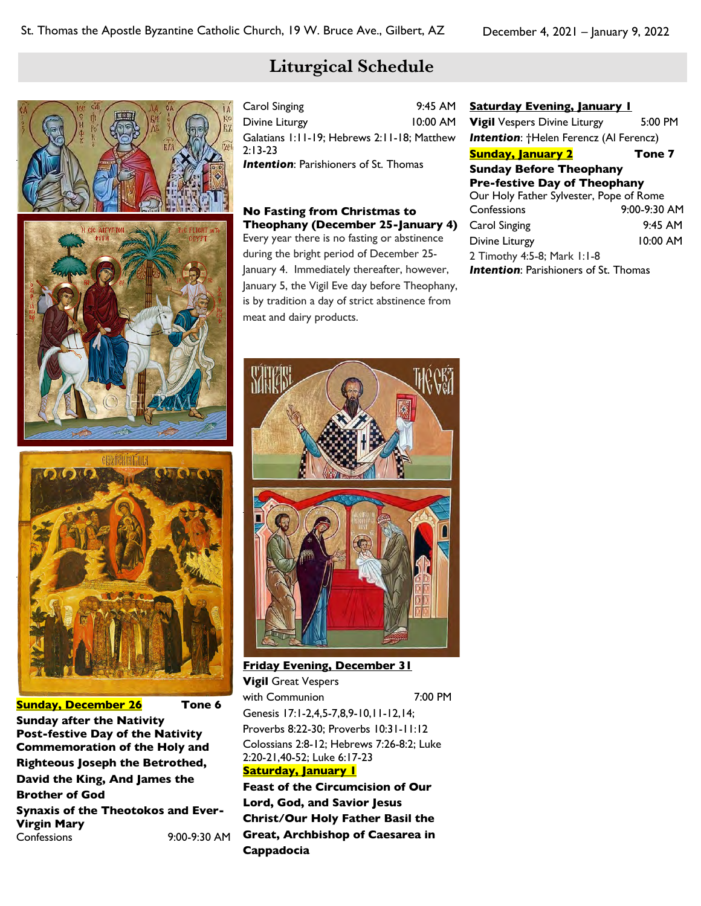# Liturgical Schedule

**Sunday, December 26** **Tone 6**

**Sunday after the Nativity**
**Post-festive Day of the Nativity**
**Commemoration of the Holy and Righteous Joseph the Betrothed, David the King, And James the Brother of God**
**Synaxis of the Theotokos and Ever-Virgin Mary**

Confessions 9:00-9:30 AM
Carol Singing 9:45 AM
Divine Liturgy 10:00 AM
Galatians 1:11-19; Hebrews 2:11-18; Matthew 2:13-23
***Intention***: Parishioners of St. Thomas

**No Fasting from Christmas to Theophany (December 25-January 4)**

Every year there is no fasting or abstinence during the bright period of December 25-January 4. Immediately thereafter, however, January 5, the Vigil Eve day before Theophany, is by tradition a day of strict abstinence from meat and dairy products.

**Friday Evening, December 31**

**Vigil** Great Vespers with Communion 7:00 PM
Genesis 17:1-2,4,5-7,8,9-10,11-12,14; Proverbs 8:22-30; Proverbs 10:31-11:12
Colossians 2:8-12; Hebrews 7:26-8:2; Luke 2:20-21,40-52; Luke 6:17-23

**Saturday, January 1**

**Feast of the Circumcision of Our Lord, God, and Savior Jesus Christ/Our Holy Father Basil the Great, Archbishop of Caesarea in Cappadocia**

**Saturday Evening, January 1**

**Vigil** Vespers Divine Liturgy 5:00 PM
***Intention***: †Helen Ferencz (Al Ferencz)

**Sunday, January 2** **Tone 7**

**Sunday Before Theophany**
**Pre-festive Day of Theophany**
Our Holy Father Sylvester, Pope of Rome

Confessions 9:00-9:30 AM
Carol Singing 9:45 AM
Divine Liturgy 10:00 AM
2 Timothy 4:5-8; Mark 1:1-8
***Intention***: Parishioners of St. Thomas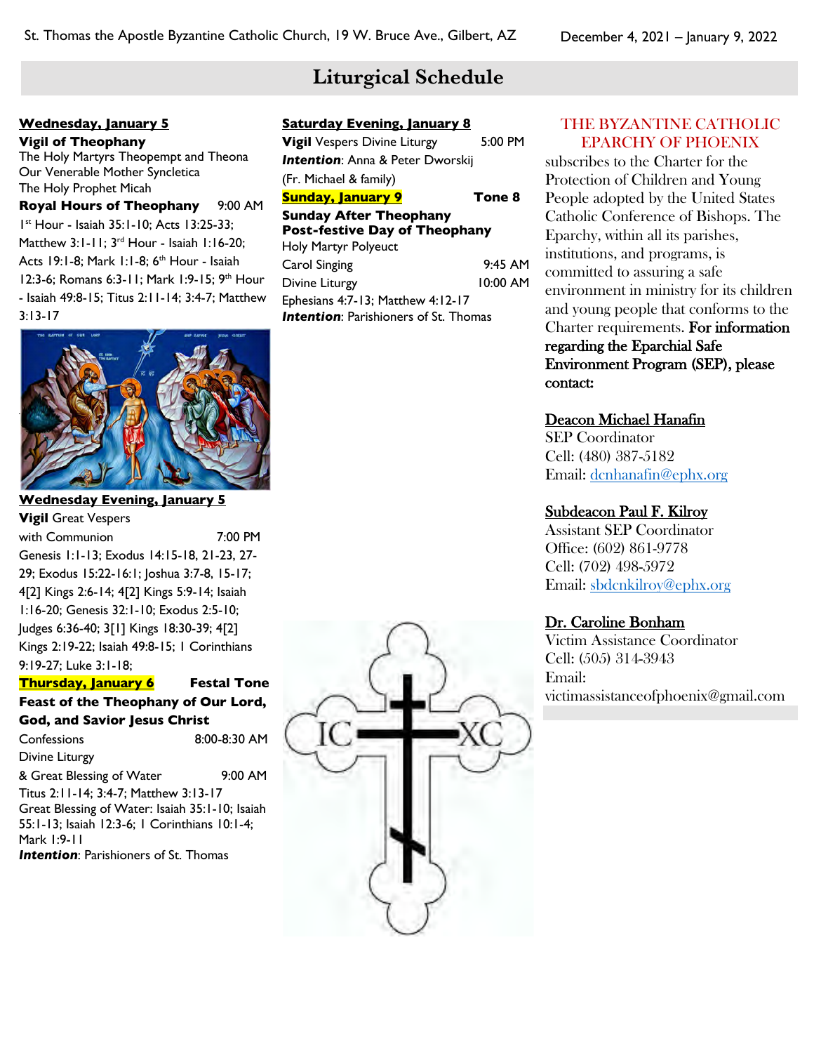# Liturgical Schedule

**Wednesday, January 5**

**Vigil of Theophany**
The Holy Martyrs Theopempt and Theona
Our Venerable Mother Syncletica
The Holy Prophet Micah

**Royal Hours of Theophany** 9:00 AM

1st Hour - Isaiah 35:1-10; Acts 13:25-33; Matthew 3:1-11; 3rd Hour - Isaiah 1:16-20; Acts 19:1-8; Mark 1:1-8; 6th Hour - Isaiah 12:3-6; Romans 6:3-11; Mark 1:9-15; 9th Hour - Isaiah 49:8-15; Titus 2:11-14; 3:4-7; Matthew 3:13-17

**Wednesday Evening, January 5**

**Vigil** Great Vespers
with Communion 7:00 PM

Genesis 1:1-13; Exodus 14:15-18, 21-23, 27-29; Exodus 15:22-16:1; Joshua 3:7-8, 15-17; 4[2] Kings 2:6-14; 4[2] Kings 5:9-14; Isaiah 1:16-20; Genesis 32:1-10; Exodus 2:5-10; Judges 6:36-40; 3[1] Kings 18:30-39; 4[2] Kings 2:19-22; Isaiah 49:8-15; 1 Corinthians 9:19-27; Luke 3:1-18;

**Thursday, January 6** **Festal Tone**

**Feast of the Theophany of Our Lord, God, and Savior Jesus Christ**

Confessions 8:00-8:30 AM
Divine Liturgy
& Great Blessing of Water 9:00 AM

Titus 2:11-14; 3:4-7; Matthew 3:13-17
Great Blessing of Water: Isaiah 35:1-10; Isaiah 55:1-13; Isaiah 12:3-6; 1 Corinthians 10:1-4; Mark 1:9-11

***Intention***: Parishioners of St. Thomas

**Saturday Evening, January 8**

**Vigil** Vespers Divine Liturgy 5:00 PM

***Intention***: Anna & Peter Dworskij (Fr. Michael & family)

**Sunday, January 9** **Tone 8**

**Sunday After Theophany**
**Post-festive Day of Theophany**
Holy Martyr Polyeuct

Carol Singing 9:45 AM
Divine Liturgy 10:00 AM

Ephesians 4:7-13; Matthew 4:12-17

***Intention***: Parishioners of St. Thomas

## THE BYZANTINE CATHOLIC EPARCHY OF PHOENIX

subscribes to the Charter for the Protection of Children and Young People adopted by the United States Catholic Conference of Bishops. The Eparchy, within all its parishes, institutions, and programs, is committed to assuring a safe environment in ministry for its children and young people that conforms to the Charter requirements. **For information regarding the Eparchial Safe Environment Program (SEP), please contact:**

**Deacon Michael Hanafin**
SEP Coordinator
Cell: (480) 387-5182
Email: dcnhanafin@ephx.org

**Subdeacon Paul F. Kilroy**
Assistant SEP Coordinator
Office: (602) 861-9778
Cell: (702) 498-5972
Email: sbdcnkilroy@ephx.org

**Dr. Caroline Bonham**
Victim Assistance Coordinator
Cell: (505) 314-3943
Email: victimassistanceofphoenix@gmail.com